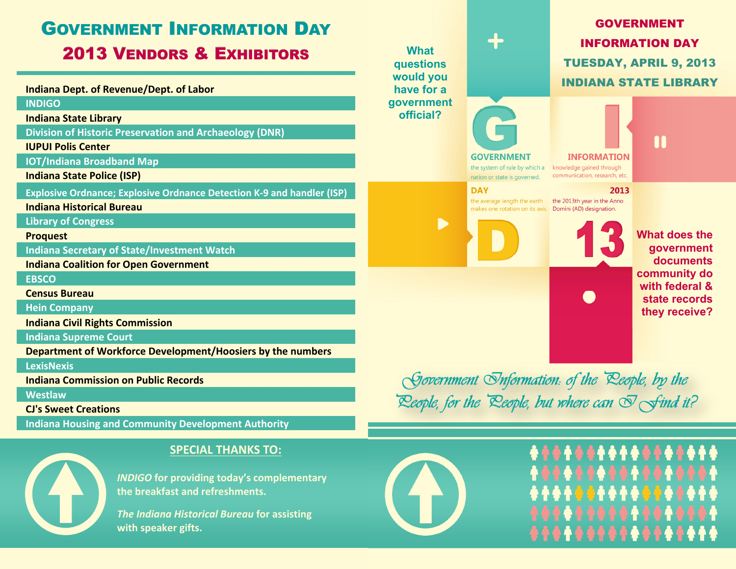# Government Information Day

## 2013 Vendors & Exhibitors

- Indiana Dept. of Revenue/Dept. of Labor
- INDIGO
- Indiana State Library
- Division of Historic Preservation and Archaeology (DNR)
- IUPUI Polis Center
- IOT/Indiana Broadband Map
- Indiana State Police (ISP)
- Explosive Ordnance; Explosive Ordnance Detection K-9 and handler (ISP)
- Indiana Historical Bureau
- Library of Congress
- Proquest
- Indiana Secretary of State/Investment Watch
- Indiana Coalition for Open Government
- EBSCO
- Census Bureau
- Hein Company
- Indiana Civil Rights Commission
- Indiana Supreme Court
- Department of Workforce Development/Hoosiers by the numbers
- LexisNexis
- Indiana Commission on Public Records
- Westlaw
- CJ's Sweet Creations
- Indiana Housing and Community Development Authority

**SPECIAL THANKS TO:**

***INDIGO*** **for providing today's complementary the breakfast and refreshments.**

***The Indiana Historical Bureau*** **for assisting with speaker gifts.**

---

## GOVERNMENT INFORMATION DAY

### TUESDAY, APRIL 9, 2013

### INDIANA STATE LIBRARY

**What questions would you have for a government official?**

**GOVERNMENT** the system of rule by which a nation or state is governed.

**INFORMATION** knowledge gained through communication, research, etc.

**DAY** the average length the earth makes one rotation on its axis.

**2013** the 2013th year in the Anno Domini (AD) designation.

**What does the government documents community do with federal & state records they receive?**

*Government Information: of the People, by the People, for the People, but where can I find it?*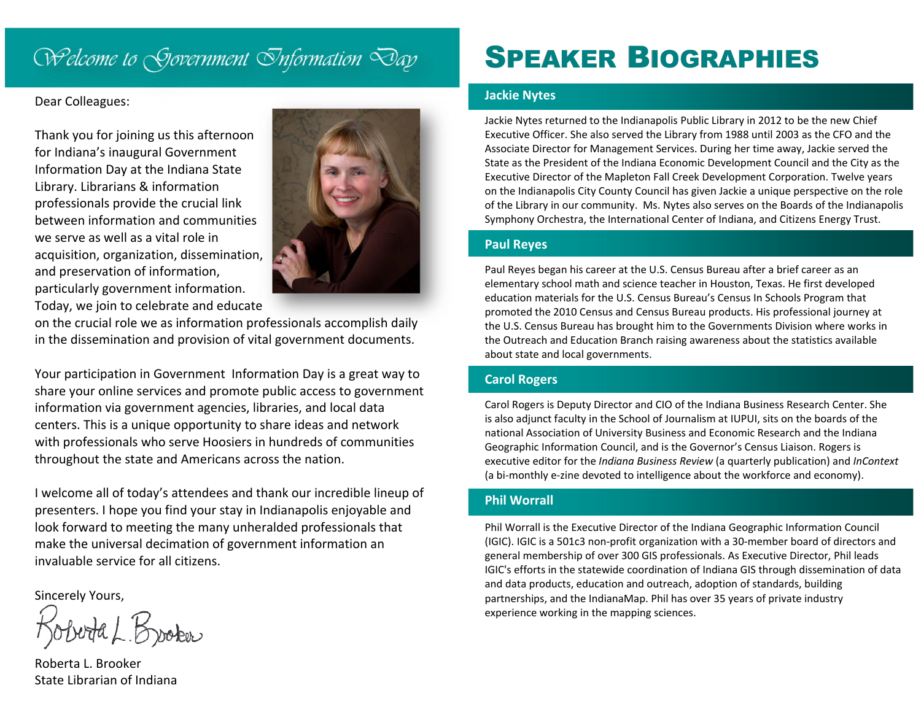# Welcome to Government Information Day

Dear Colleagues:

Thank you for joining us this afternoon for Indiana's inaugural Government Information Day at the Indiana State Library. Librarians & information professionals provide the crucial link between information and communities we serve as well as a vital role in acquisition, organization, dissemination, and preservation of information, particularly government information. Today, we join to celebrate and educate on the crucial role we as information professionals accomplish daily in the dissemination and provision of vital government documents.

Your participation in Government Information Day is a great way to share your online services and promote public access to government information via government agencies, libraries, and local data centers. This is a unique opportunity to share ideas and network with professionals who serve Hoosiers in hundreds of communities throughout the state and Americans across the nation.

I welcome all of today's attendees and thank our incredible lineup of presenters. I hope you find your stay in Indianapolis enjoyable and look forward to meeting the many unheralded professionals that make the universal decimation of government information an invaluable service for all citizens.

Sincerely Yours,

Roberta L. Brooker
State Librarian of Indiana

# Speaker Biographies

## Jackie Nytes

Jackie Nytes returned to the Indianapolis Public Library in 2012 to be the new Chief Executive Officer. She also served the Library from 1988 until 2003 as the CFO and the Associate Director for Management Services. During her time away, Jackie served the State as the President of the Indiana Economic Development Council and the City as the Executive Director of the Mapleton Fall Creek Development Corporation. Twelve years on the Indianapolis City County Council has given Jackie a unique perspective on the role of the Library in our community. Ms. Nytes also serves on the Boards of the Indianapolis Symphony Orchestra, the International Center of Indiana, and Citizens Energy Trust.

## Paul Reyes

Paul Reyes began his career at the U.S. Census Bureau after a brief career as an elementary school math and science teacher in Houston, Texas. He first developed education materials for the U.S. Census Bureau's Census In Schools Program that promoted the 2010 Census and Census Bureau products. His professional journey at the U.S. Census Bureau has brought him to the Governments Division where works in the Outreach and Education Branch raising awareness about the statistics available about state and local governments.

## Carol Rogers

Carol Rogers is Deputy Director and CIO of the Indiana Business Research Center. She is also adjunct faculty in the School of Journalism at IUPUI, sits on the boards of the national Association of University Business and Economic Research and the Indiana Geographic Information Council, and is the Governor's Census Liaison. Rogers is executive editor for the *Indiana Business Review* (a quarterly publication) and *InContext* (a bi-monthly e-zine devoted to intelligence about the workforce and economy).

## Phil Worrall

Phil Worrall is the Executive Director of the Indiana Geographic Information Council (IGIC). IGIC is a 501c3 non-profit organization with a 30-member board of directors and general membership of over 300 GIS professionals. As Executive Director, Phil leads IGIC's efforts in the statewide coordination of Indiana GIS through dissemination of data and data products, education and outreach, adoption of standards, building partnerships, and the IndianaMap. Phil has over 35 years of private industry experience working in the mapping sciences.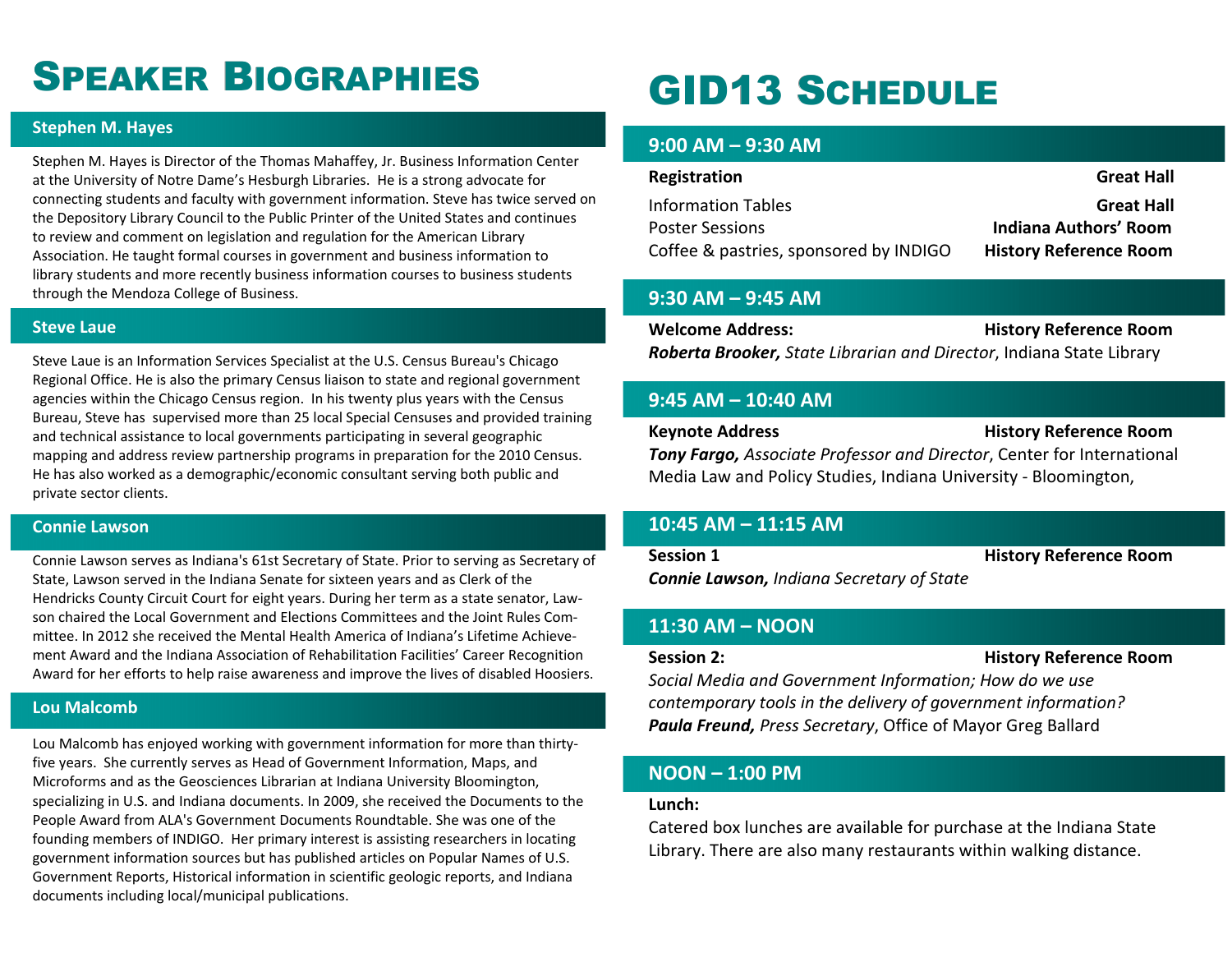# Speaker Biographies

## Stephen M. Hayes

Stephen M. Hayes is Director of the Thomas Mahaffey, Jr. Business Information Center at the University of Notre Dame's Hesburgh Libraries. He is a strong advocate for connecting students and faculty with government information. Steve has twice served on the Depository Library Council to the Public Printer of the United States and continues to review and comment on legislation and regulation for the American Library Association. He taught formal courses in government and business information to library students and more recently business information courses to business students through the Mendoza College of Business.

## Steve Laue

Steve Laue is an Information Services Specialist at the U.S. Census Bureau's Chicago Regional Office. He is also the primary Census liaison to state and regional government agencies within the Chicago Census region. In his twenty plus years with the Census Bureau, Steve has supervised more than 25 local Special Censuses and provided training and technical assistance to local governments participating in several geographic mapping and address review partnership programs in preparation for the 2010 Census. He has also worked as a demographic/economic consultant serving both public and private sector clients.

## Connie Lawson

Connie Lawson serves as Indiana's 61st Secretary of State. Prior to serving as Secretary of State, Lawson served in the Indiana Senate for sixteen years and as Clerk of the Hendricks County Circuit Court for eight years. During her term as a state senator, Lawson chaired the Local Government and Elections Committees and the Joint Rules Committee. In 2012 she received the Mental Health America of Indiana's Lifetime Achievement Award and the Indiana Association of Rehabilitation Facilities' Career Recognition Award for her efforts to help raise awareness and improve the lives of disabled Hoosiers.

## Lou Malcomb

Lou Malcomb has enjoyed working with government information for more than thirty-five years. She currently serves as Head of Government Information, Maps, and Microforms and as the Geosciences Librarian at Indiana University Bloomington, specializing in U.S. and Indiana documents. In 2009, she received the Documents to the People Award from ALA's Government Documents Roundtable. She was one of the founding members of INDIGO. Her primary interest is assisting researchers in locating government information sources but has published articles on Popular Names of U.S. Government Reports, Historical information in scientific geologic reports, and Indiana documents including local/municipal publications.

# GID13 Schedule

## 9:00 AM – 9:30 AM

**Registration** — **Great Hall**

Information Tables — **Great Hall**
Poster Sessions — **Indiana Authors' Room**
Coffee & pastries, sponsored by INDIGO — **History Reference Room**

## 9:30 AM – 9:45 AM

**Welcome Address:** — **History Reference Room**

***Roberta Brooker,*** *State Librarian and Director*, Indiana State Library

## 9:45 AM – 10:40 AM

**Keynote Address** — **History Reference Room**

***Tony Fargo,*** *Associate Professor and Director*, Center for International Media Law and Policy Studies, Indiana University - Bloomington,

## 10:45 AM – 11:15 AM

**Session 1** — **History Reference Room**

***Connie Lawson,*** *Indiana Secretary of State*

## 11:30 AM – NOON

**Session 2:** — **History Reference Room**

*Social Media and Government Information; How do we use contemporary tools in the delivery of government information?*

***Paula Freund,*** *Press Secretary*, Office of Mayor Greg Ballard

## NOON – 1:00 PM

**Lunch:**

Catered box lunches are available for purchase at the Indiana State Library. There are also many restaurants within walking distance.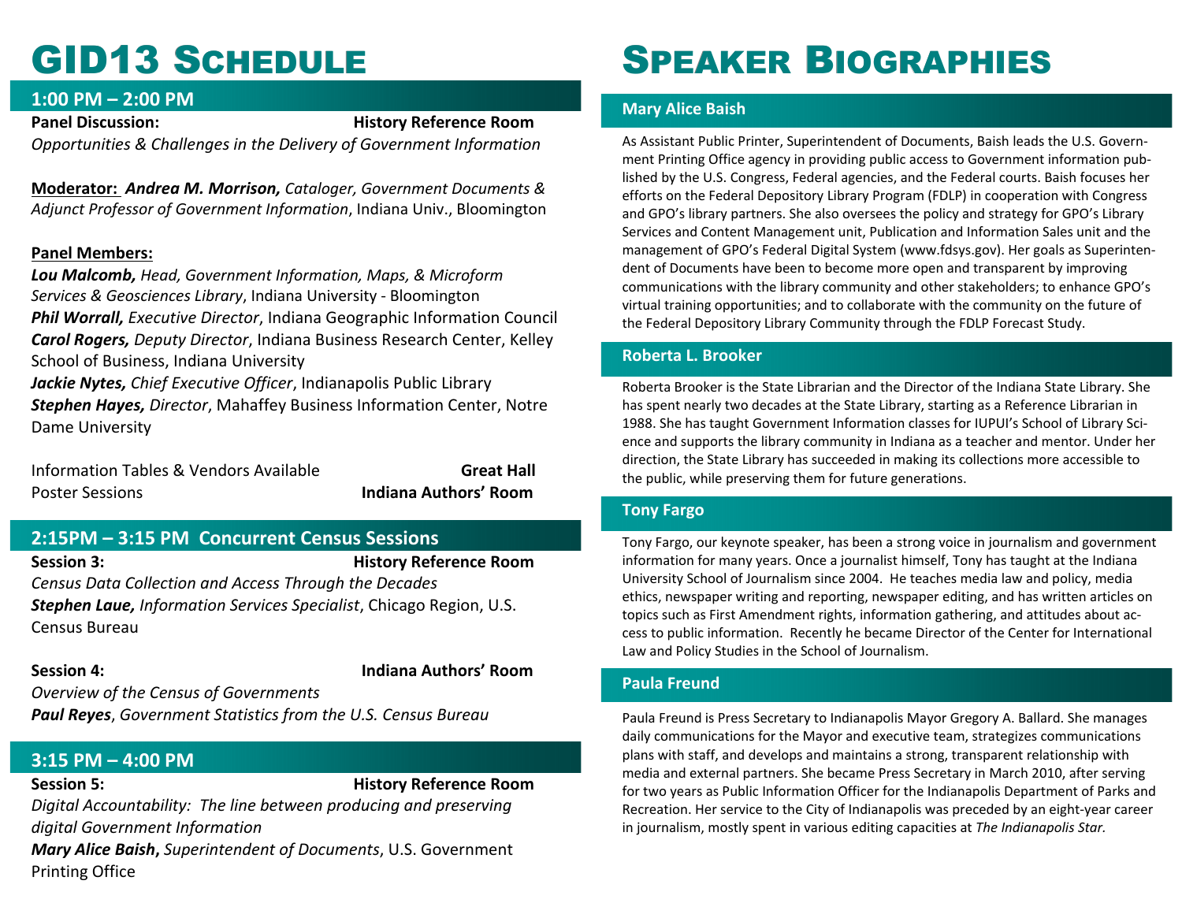# GID13 Schedule

## 1:00 PM – 2:00 PM

**Panel Discussion:** **History Reference Room**

*Opportunities & Challenges in the Delivery of Government Information*

**Moderator:** ***Andrea M. Morrison,*** *Cataloger, Government Documents & Adjunct Professor of Government Information*, Indiana Univ., Bloomington

**Panel Members:**

***Lou Malcomb,*** *Head, Government Information, Maps, & Microform Services & Geosciences Library*, Indiana University - Bloomington
***Phil Worrall,*** *Executive Director*, Indiana Geographic Information Council
***Carol Rogers,*** *Deputy Director*, Indiana Business Research Center, Kelley School of Business, Indiana University
***Jackie Nytes,*** *Chief Executive Officer*, Indianapolis Public Library
***Stephen Hayes,*** *Director*, Mahaffey Business Information Center, Notre Dame University

Information Tables & Vendors Available — **Great Hall**
Poster Sessions — **Indiana Authors' Room**

## 2:15PM – 3:15 PM Concurrent Census Sessions

**Session 3:** **History Reference Room**

*Census Data Collection and Access Through the Decades*
***Stephen Laue,*** *Information Services Specialist*, Chicago Region, U.S. Census Bureau

**Session 4:** **Indiana Authors' Room**

*Overview of the Census of Governments*
***Paul Reyes***, *Government Statistics from the U.S. Census Bureau*

## 3:15 PM – 4:00 PM

**Session 5:** **History Reference Room**

*Digital Accountability: The line between producing and preserving digital Government Information*
***Mary Alice Baish***, *Superintendent of Documents*, U.S. Government Printing Office

# Speaker Biographies

## Mary Alice Baish

As Assistant Public Printer, Superintendent of Documents, Baish leads the U.S. Government Printing Office agency in providing public access to Government information published by the U.S. Congress, Federal agencies, and the Federal courts. Baish focuses her efforts on the Federal Depository Library Program (FDLP) in cooperation with Congress and GPO's library partners. She also oversees the policy and strategy for GPO's Library Services and Content Management unit, Publication and Information Sales unit and the management of GPO's Federal Digital System (www.fdsys.gov). Her goals as Superintendent of Documents have been to become more open and transparent by improving communications with the library community and other stakeholders; to enhance GPO's virtual training opportunities; and to collaborate with the community on the future of the Federal Depository Library Community through the FDLP Forecast Study.

## Roberta L. Brooker

Roberta Brooker is the State Librarian and the Director of the Indiana State Library. She has spent nearly two decades at the State Library, starting as a Reference Librarian in 1988. She has taught Government Information classes for IUPUI's School of Library Science and supports the library community in Indiana as a teacher and mentor. Under her direction, the State Library has succeeded in making its collections more accessible to the public, while preserving them for future generations.

## Tony Fargo

Tony Fargo, our keynote speaker, has been a strong voice in journalism and government information for many years. Once a journalist himself, Tony has taught at the Indiana University School of Journalism since 2004. He teaches media law and policy, media ethics, newspaper writing and reporting, newspaper editing, and has written articles on topics such as First Amendment rights, information gathering, and attitudes about access to public information. Recently he became Director of the Center for International Law and Policy Studies in the School of Journalism.

## Paula Freund

Paula Freund is Press Secretary to Indianapolis Mayor Gregory A. Ballard. She manages daily communications for the Mayor and executive team, strategizes communications plans with staff, and develops and maintains a strong, transparent relationship with media and external partners. She became Press Secretary in March 2010, after serving for two years as Public Information Officer for the Indianapolis Department of Parks and Recreation. Her service to the City of Indianapolis was preceded by an eight-year career in journalism, mostly spent in various editing capacities at *The Indianapolis Star.*